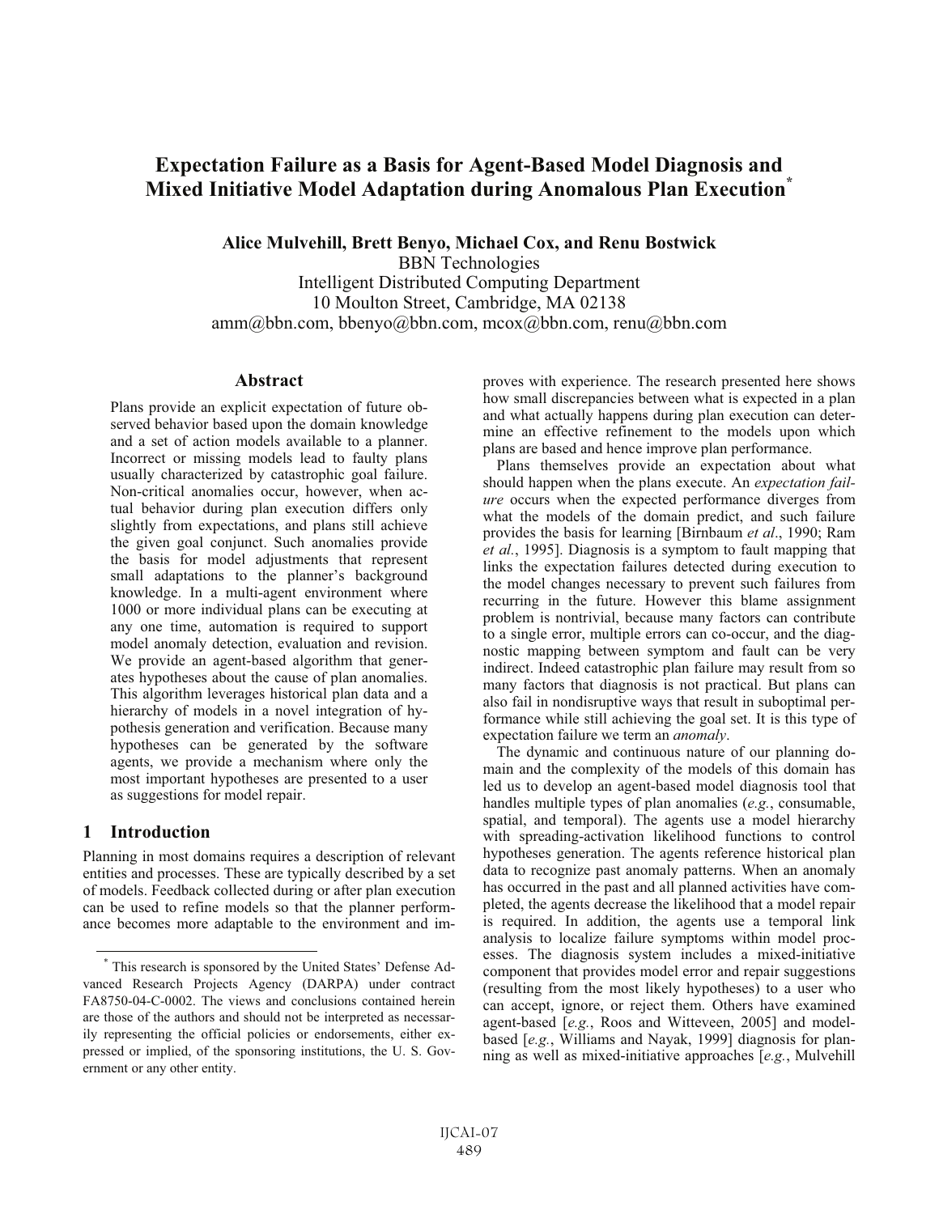# Expectation Failure as a Basis for Agent-Based Model Diagnosis and Mixed Initiative Model Adaptation during Anomalous Plan Execution*

**Alice Mulvehill, Brett Benyo, Michael Cox, and Renu Bostwick**

BBN Technologies
Intelligent Distributed Computing Department
10 Moulton Street, Cambridge, MA 02138
amm@bbn.com, bbenyo@bbn.com, mcox@bbn.com, renu@bbn.com

## Abstract

Plans provide an explicit expectation of future observed behavior based upon the domain knowledge and a set of action models available to a planner. Incorrect or missing models lead to faulty plans usually characterized by catastrophic goal failure. Non-critical anomalies occur, however, when actual behavior during plan execution differs only slightly from expectations, and plans still achieve the given goal conjunct. Such anomalies provide the basis for model adjustments that represent small adaptations to the planner's background knowledge. In a multi-agent environment where 1000 or more individual plans can be executing at any one time, automation is required to support model anomaly detection, evaluation and revision. We provide an agent-based algorithm that generates hypotheses about the cause of plan anomalies. This algorithm leverages historical plan data and a hierarchy of models in a novel integration of hypothesis generation and verification. Because many hypotheses can be generated by the software agents, we provide a mechanism where only the most important hypotheses are presented to a user as suggestions for model repair.

## 1 Introduction

Planning in most domains requires a description of relevant entities and processes. These are typically described by a set of models. Feedback collected during or after plan execution can be used to refine models so that the planner performance becomes more adaptable to the environment and improves with experience. The research presented here shows how small discrepancies between what is expected in a plan and what actually happens during plan execution can determine an effective refinement to the models upon which plans are based and hence improve plan performance.

Plans themselves provide an expectation about what should happen when the plans execute. An *expectation failure* occurs when the expected performance diverges from what the models of the domain predict, and such failure provides the basis for learning [Birnbaum *et al*., 1990; Ram *et al.*, 1995]. Diagnosis is a symptom to fault mapping that links the expectation failures detected during execution to the model changes necessary to prevent such failures from recurring in the future. However this blame assignment problem is nontrivial, because many factors can contribute to a single error, multiple errors can co-occur, and the diagnostic mapping between symptom and fault can be very indirect. Indeed catastrophic plan failure may result from so many factors that diagnosis is not practical. But plans can also fail in nondisruptive ways that result in suboptimal performance while still achieving the goal set. It is this type of expectation failure we term an *anomaly*.

The dynamic and continuous nature of our planning domain and the complexity of the models of this domain has led us to develop an agent-based model diagnosis tool that handles multiple types of plan anomalies (*e.g.*, consumable, spatial, and temporal). The agents use a model hierarchy with spreading-activation likelihood functions to control hypotheses generation. The agents reference historical plan data to recognize past anomaly patterns. When an anomaly has occurred in the past and all planned activities have completed, the agents decrease the likelihood that a model repair is required. In addition, the agents use a temporal link analysis to localize failure symptoms within model processes. The diagnosis system includes a mixed-initiative component that provides model error and repair suggestions (resulting from the most likely hypotheses) to a user who can accept, ignore, or reject them. Others have examined agent-based [*e.g.*, Roos and Witteveen, 2005] and model-based [*e.g.*, Williams and Nayak, 1999] diagnosis for planning as well as mixed-initiative approaches [*e.g.*, Mulvehill

---

* This research is sponsored by the United States' Defense Advanced Research Projects Agency (DARPA) under contract FA8750-04-C-0002. The views and conclusions contained herein are those of the authors and should not be interpreted as necessarily representing the official policies or endorsements, either expressed or implied, of the sponsoring institutions, the U. S. Government or any other entity.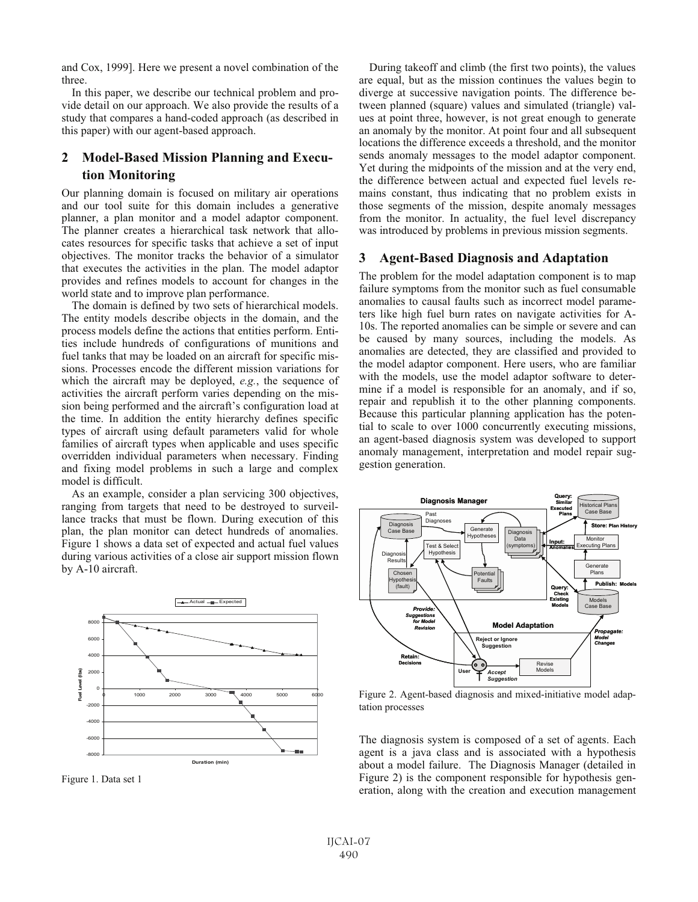and Cox, 1999]. Here we present a novel combination of the three.

In this paper, we describe our technical problem and provide detail on our approach. We also provide the results of a study that compares a hand-coded approach (as described in this paper) with our agent-based approach.

## 2 Model-Based Mission Planning and Execution Monitoring

Our planning domain is focused on military air operations and our tool suite for this domain includes a generative planner, a plan monitor and a model adaptor component. The planner creates a hierarchical task network that allocates resources for specific tasks that achieve a set of input objectives. The monitor tracks the behavior of a simulator that executes the activities in the plan. The model adaptor provides and refines models to account for changes in the world state and to improve plan performance.

The domain is defined by two sets of hierarchical models. The entity models describe objects in the domain, and the process models define the actions that entities perform. Entities include hundreds of configurations of munitions and fuel tanks that may be loaded on an aircraft for specific missions. Processes encode the different mission variations for which the aircraft may be deployed, *e.g.*, the sequence of activities the aircraft perform varies depending on the mission being performed and the aircraft's configuration load at the time. In addition the entity hierarchy defines specific types of aircraft using default parameters valid for whole families of aircraft types when applicable and uses specific overridden individual parameters when necessary. Finding and fixing model problems in such a large and complex model is difficult.

As an example, consider a plan servicing 300 objectives, ranging from targets that need to be destroyed to surveillance tracks that must be flown. During execution of this plan, the plan monitor can detect hundreds of anomalies. Figure 1 shows a data set of expected and actual fuel values during various activities of a close air support mission flown by A-10 aircraft.

Figure 1. Data set 1

During takeoff and climb (the first two points), the values are equal, but as the mission continues the values begin to diverge at successive navigation points. The difference between planned (square) values and simulated (triangle) values at point three, however, is not great enough to generate an anomaly by the monitor. At point four and all subsequent locations the difference exceeds a threshold, and the monitor sends anomaly messages to the model adaptor component. Yet during the midpoints of the mission and at the very end, the difference between actual and expected fuel levels remains constant, thus indicating that no problem exists in those segments of the mission, despite anomaly messages from the monitor. In actuality, the fuel level discrepancy was introduced by problems in previous mission segments.

## 3 Agent-Based Diagnosis and Adaptation

The problem for the model adaptation component is to map failure symptoms from the monitor such as fuel consumable anomalies to causal faults such as incorrect model parameters like high fuel burn rates on navigate activities for A-10s. The reported anomalies can be simple or severe and can be caused by many sources, including the models. As anomalies are detected, they are classified and provided to the model adaptor component. Here users, who are familiar with the models, use the model adaptor software to determine if a model is responsible for an anomaly, and if so, repair and republish it to the other planning components. Because this particular planning application has the potential to scale to over 1000 concurrently executing missions, an agent-based diagnosis system was developed to support anomaly management, interpretation and model repair suggestion generation.

Figure 2. Agent-based diagnosis and mixed-initiative model adaptation processes

The diagnosis system is composed of a set of agents. Each agent is a java class and is associated with a hypothesis about a model failure. The Diagnosis Manager (detailed in Figure 2) is the component responsible for hypothesis generation, along with the creation and execution management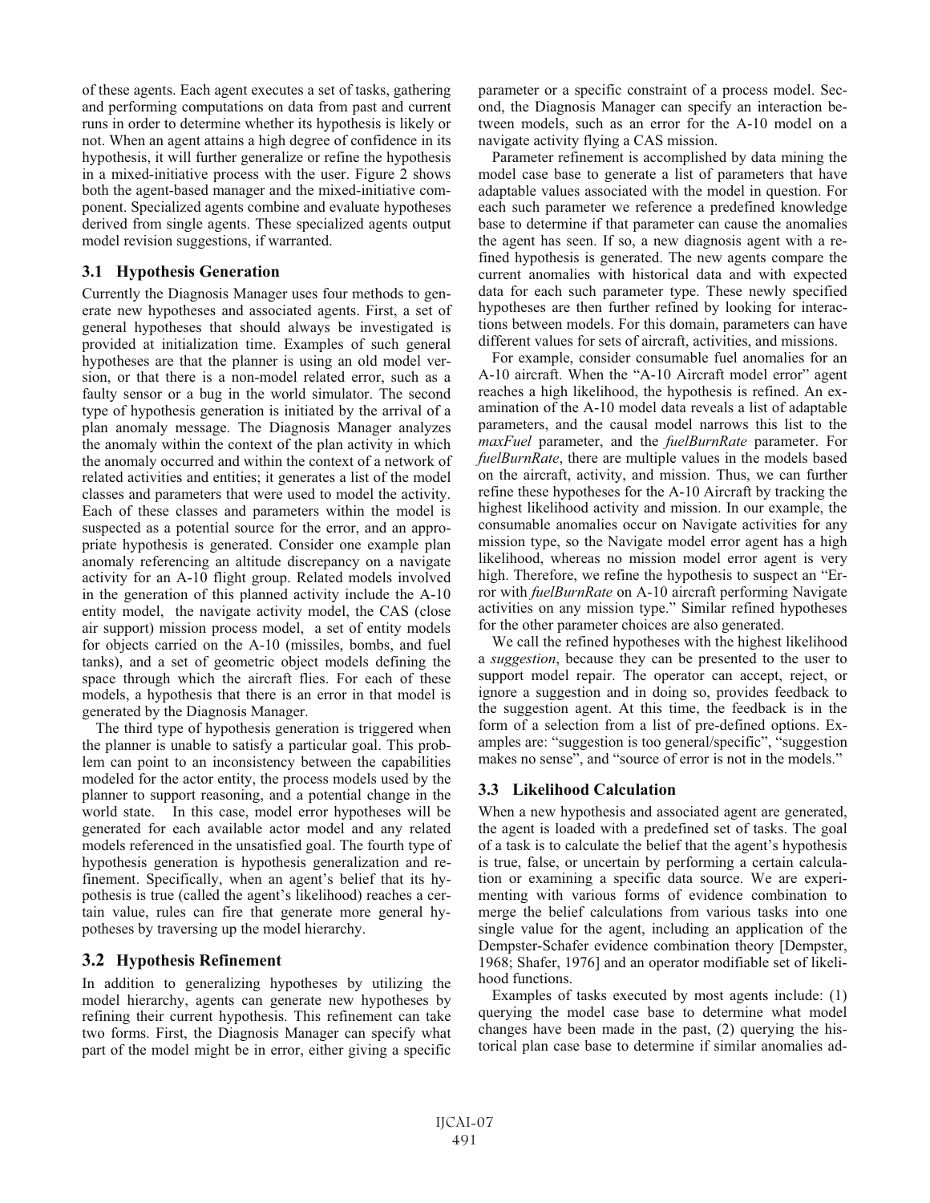of these agents. Each agent executes a set of tasks, gathering and performing computations on data from past and current runs in order to determine whether its hypothesis is likely or not. When an agent attains a high degree of confidence in its hypothesis, it will further generalize or refine the hypothesis in a mixed-initiative process with the user. Figure 2 shows both the agent-based manager and the mixed-initiative component. Specialized agents combine and evaluate hypotheses derived from single agents. These specialized agents output model revision suggestions, if warranted.

### 3.1 Hypothesis Generation

Currently the Diagnosis Manager uses four methods to generate new hypotheses and associated agents. First, a set of general hypotheses that should always be investigated is provided at initialization time. Examples of such general hypotheses are that the planner is using an old model version, or that there is a non-model related error, such as a faulty sensor or a bug in the world simulator. The second type of hypothesis generation is initiated by the arrival of a plan anomaly message. The Diagnosis Manager analyzes the anomaly within the context of the plan activity in which the anomaly occurred and within the context of a network of related activities and entities; it generates a list of the model classes and parameters that were used to model the activity. Each of these classes and parameters within the model is suspected as a potential source for the error, and an appropriate hypothesis is generated. Consider one example plan anomaly referencing an altitude discrepancy on a navigate activity for an A-10 flight group. Related models involved in the generation of this planned activity include the A-10 entity model, the navigate activity model, the CAS (close air support) mission process model, a set of entity models for objects carried on the A-10 (missiles, bombs, and fuel tanks), and a set of geometric object models defining the space through which the aircraft flies. For each of these models, a hypothesis that there is an error in that model is generated by the Diagnosis Manager.

The third type of hypothesis generation is triggered when the planner is unable to satisfy a particular goal. This problem can point to an inconsistency between the capabilities modeled for the actor entity, the process models used by the planner to support reasoning, and a potential change in the world state. In this case, model error hypotheses will be generated for each available actor model and any related models referenced in the unsatisfied goal. The fourth type of hypothesis generation is hypothesis generalization and refinement. Specifically, when an agent's belief that its hypothesis is true (called the agent's likelihood) reaches a certain value, rules can fire that generate more general hypotheses by traversing up the model hierarchy.

### 3.2 Hypothesis Refinement

In addition to generalizing hypotheses by utilizing the model hierarchy, agents can generate new hypotheses by refining their current hypothesis. This refinement can take two forms. First, the Diagnosis Manager can specify what part of the model might be in error, either giving a specific parameter or a specific constraint of a process model. Second, the Diagnosis Manager can specify an interaction between models, such as an error for the A-10 model on a navigate activity flying a CAS mission.

Parameter refinement is accomplished by data mining the model case base to generate a list of parameters that have adaptable values associated with the model in question. For each such parameter we reference a predefined knowledge base to determine if that parameter can cause the anomalies the agent has seen. If so, a new diagnosis agent with a refined hypothesis is generated. The new agents compare the current anomalies with historical data and with expected data for each such parameter type. These newly specified hypotheses are then further refined by looking for interactions between models. For this domain, parameters can have different values for sets of aircraft, activities, and missions.

For example, consider consumable fuel anomalies for an A-10 aircraft. When the "A-10 Aircraft model error" agent reaches a high likelihood, the hypothesis is refined. An examination of the A-10 model data reveals a list of adaptable parameters, and the causal model narrows this list to the *maxFuel* parameter, and the *fuelBurnRate* parameter. For *fuelBurnRate*, there are multiple values in the models based on the aircraft, activity, and mission. Thus, we can further refine these hypotheses for the A-10 Aircraft by tracking the highest likelihood activity and mission. In our example, the consumable anomalies occur on Navigate activities for any mission type, so the Navigate model error agent has a high likelihood, whereas no mission model error agent is very high. Therefore, we refine the hypothesis to suspect an "Error with *fuelBurnRate* on A-10 aircraft performing Navigate activities on any mission type." Similar refined hypotheses for the other parameter choices are also generated.

We call the refined hypotheses with the highest likelihood a *suggestion*, because they can be presented to the user to support model repair. The operator can accept, reject, or ignore a suggestion and in doing so, provides feedback to the suggestion agent. At this time, the feedback is in the form of a selection from a list of pre-defined options. Examples are: "suggestion is too general/specific", "suggestion makes no sense", and "source of error is not in the models."

### 3.3 Likelihood Calculation

When a new hypothesis and associated agent are generated, the agent is loaded with a predefined set of tasks. The goal of a task is to calculate the belief that the agent's hypothesis is true, false, or uncertain by performing a certain calculation or examining a specific data source. We are experimenting with various forms of evidence combination to merge the belief calculations from various tasks into one single value for the agent, including an application of the Dempster-Schafer evidence combination theory [Dempster, 1968; Shafer, 1976] and an operator modifiable set of likelihood functions.

Examples of tasks executed by most agents include: (1) querying the model case base to determine what model changes have been made in the past, (2) querying the historical plan case base to determine if similar anomalies ad-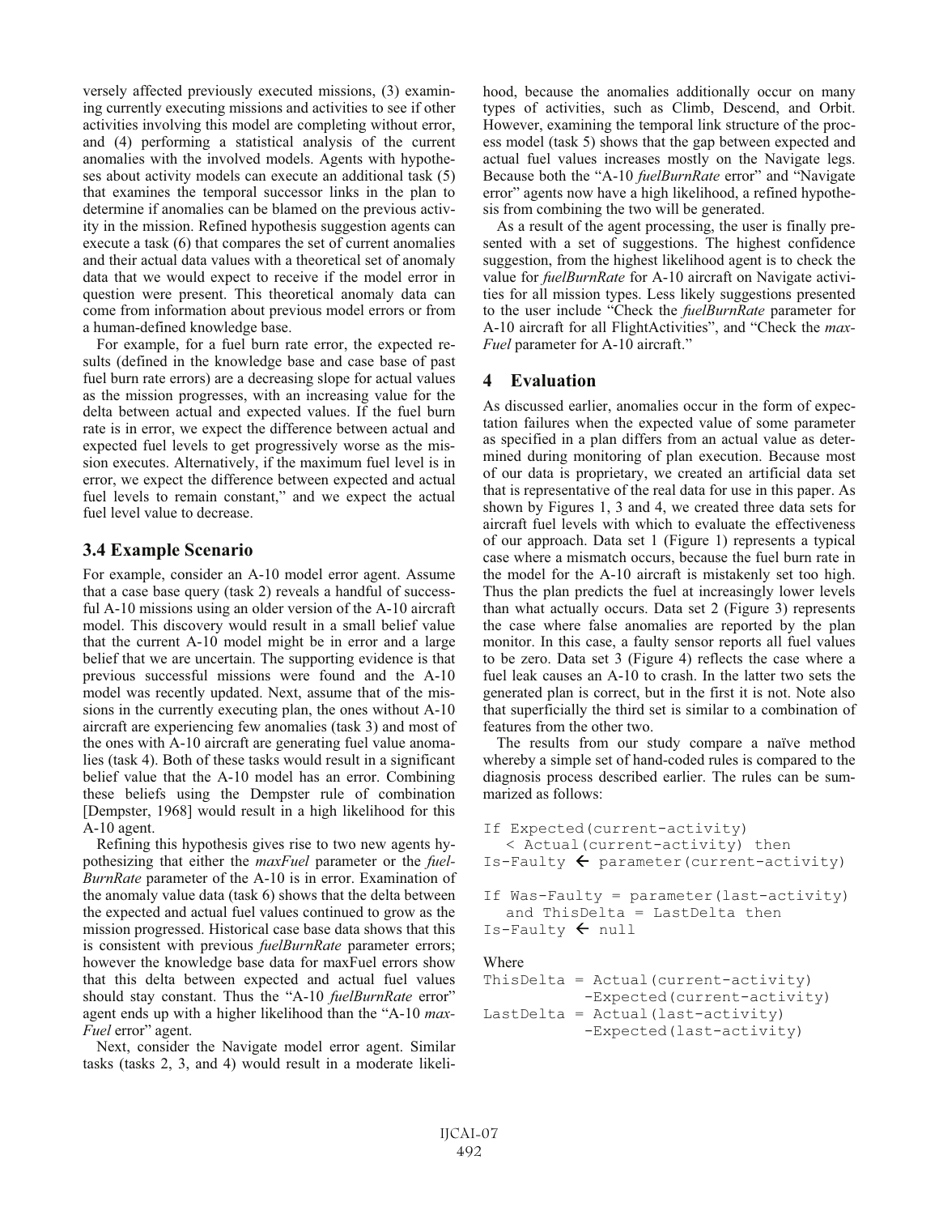versely affected previously executed missions, (3) examining currently executing missions and activities to see if other activities involving this model are completing without error, and (4) performing a statistical analysis of the current anomalies with the involved models. Agents with hypotheses about activity models can execute an additional task (5) that examines the temporal successor links in the plan to determine if anomalies can be blamed on the previous activity in the mission. Refined hypothesis suggestion agents can execute a task (6) that compares the set of current anomalies and their actual data values with a theoretical set of anomaly data that we would expect to receive if the model error in question were present. This theoretical anomaly data can come from information about previous model errors or from a human-defined knowledge base.

For example, for a fuel burn rate error, the expected results (defined in the knowledge base and case base of past fuel burn rate errors) are a decreasing slope for actual values as the mission progresses, with an increasing value for the delta between actual and expected values. If the fuel burn rate is in error, we expect the difference between actual and expected fuel levels to get progressively worse as the mission executes. Alternatively, if the maximum fuel level is in error, we expect the difference between expected and actual fuel levels to remain constant," and we expect the actual fuel level value to decrease.

### 3.4 Example Scenario

For example, consider an A-10 model error agent. Assume that a case base query (task 2) reveals a handful of successful A-10 missions using an older version of the A-10 aircraft model. This discovery would result in a small belief value that the current A-10 model might be in error and a large belief that we are uncertain. The supporting evidence is that previous successful missions were found and the A-10 model was recently updated. Next, assume that of the missions in the currently executing plan, the ones without A-10 aircraft are experiencing few anomalies (task 3) and most of the ones with A-10 aircraft are generating fuel value anomalies (task 4). Both of these tasks would result in a significant belief value that the A-10 model has an error. Combining these beliefs using the Dempster rule of combination [Dempster, 1968] would result in a high likelihood for this A-10 agent.

Refining this hypothesis gives rise to two new agents hypothesizing that either the *maxFuel* parameter or the *fuelBurnRate* parameter of the A-10 is in error. Examination of the anomaly value data (task 6) shows that the delta between the expected and actual fuel values continued to grow as the mission progressed. Historical case base data shows that this is consistent with previous *fuelBurnRate* parameter errors; however the knowledge base data for maxFuel errors show that this delta between expected and actual fuel values should stay constant. Thus the "A-10 *fuelBurnRate* error" agent ends up with a higher likelihood than the "A-10 *maxFuel* error" agent.

Next, consider the Navigate model error agent. Similar tasks (tasks 2, 3, and 4) would result in a moderate likelihood, because the anomalies additionally occur on many types of activities, such as Climb, Descend, and Orbit. However, examining the temporal link structure of the process model (task 5) shows that the gap between expected and actual fuel values increases mostly on the Navigate legs. Because both the "A-10 *fuelBurnRate* error" and "Navigate error" agents now have a high likelihood, a refined hypothesis from combining the two will be generated.

As a result of the agent processing, the user is finally presented with a set of suggestions. The highest confidence suggestion, from the highest likelihood agent is to check the value for *fuelBurnRate* for A-10 aircraft on Navigate activities for all mission types. Less likely suggestions presented to the user include "Check the *fuelBurnRate* parameter for A-10 aircraft for all FlightActivities", and "Check the *maxFuel* parameter for A-10 aircraft."

## 4 Evaluation

As discussed earlier, anomalies occur in the form of expectation failures when the expected value of some parameter as specified in a plan differs from an actual value as determined during monitoring of plan execution. Because most of our data is proprietary, we created an artificial data set that is representative of the real data for use in this paper. As shown by Figures 1, 3 and 4, we created three data sets for aircraft fuel levels with which to evaluate the effectiveness of our approach. Data set 1 (Figure 1) represents a typical case where a mismatch occurs, because the fuel burn rate in the model for the A-10 aircraft is mistakenly set too high. Thus the plan predicts the fuel at increasingly lower levels than what actually occurs. Data set 2 (Figure 3) represents the case where false anomalies are reported by the plan monitor. In this case, a faulty sensor reports all fuel values to be zero. Data set 3 (Figure 4) reflects the case where a fuel leak causes an A-10 to crash. In the latter two sets the generated plan is correct, but in the first it is not. Note also that superficially the third set is similar to a combination of features from the other two.

The results from our study compare a naïve method whereby a simple set of hand-coded rules is compared to the diagnosis process described earlier. The rules can be summarized as follows:

```
If Expected(current-activity)
   < Actual(current-activity) then
Is-Faulty ← parameter(current-activity)

If Was-Faulty = parameter(last-activity)
   and ThisDelta = LastDelta then
Is-Faulty ← null
```

Where

```
ThisDelta = Actual(current-activity)
           -Expected(current-activity)
LastDelta = Actual(last-activity)
           -Expected(last-activity)
```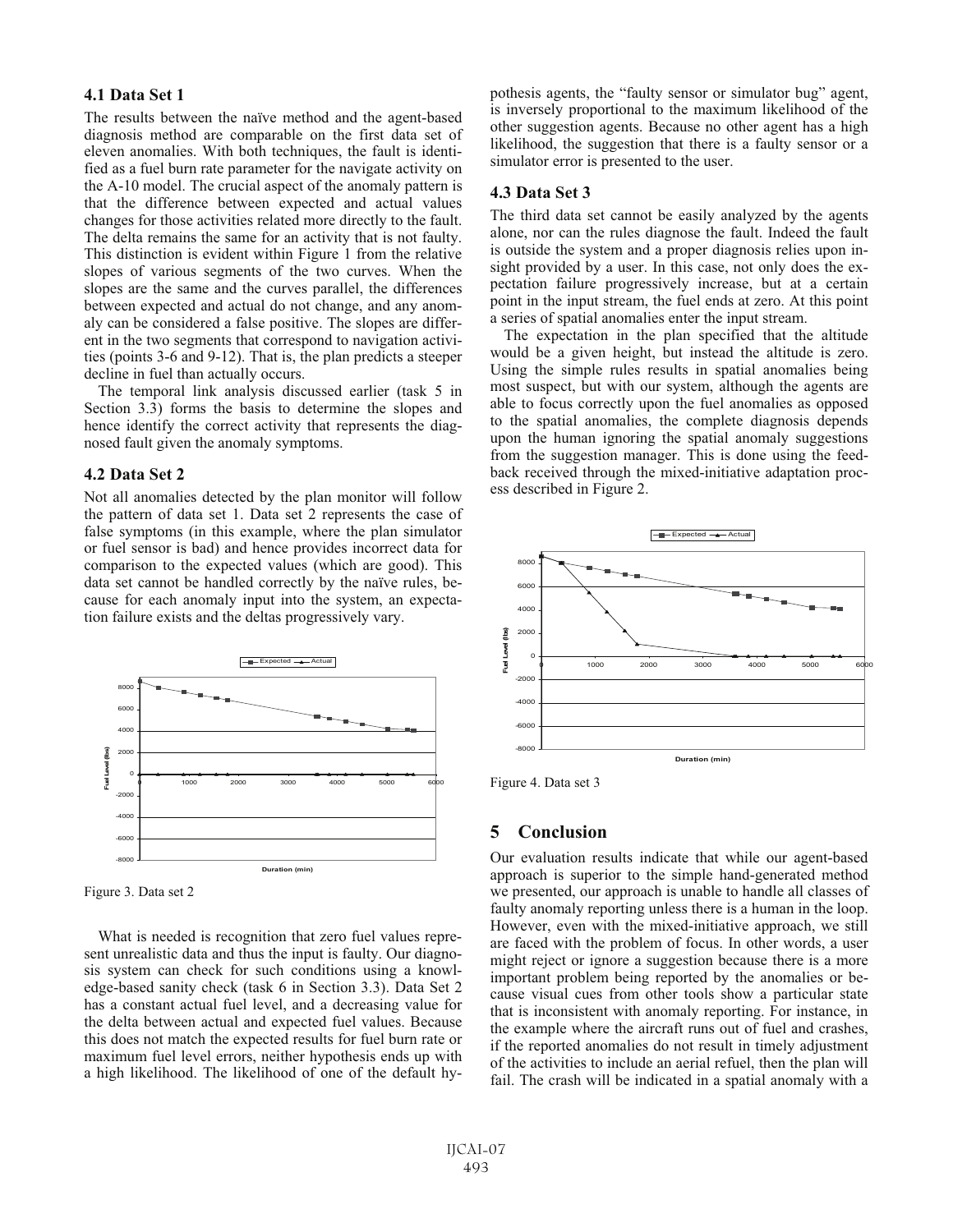### 4.1 Data Set 1

The results between the naïve method and the agent-based diagnosis method are comparable on the first data set of eleven anomalies. With both techniques, the fault is identified as a fuel burn rate parameter for the navigate activity on the A-10 model. The crucial aspect of the anomaly pattern is that the difference between expected and actual values changes for those activities related more directly to the fault. The delta remains the same for an activity that is not faulty. This distinction is evident within Figure 1 from the relative slopes of various segments of the two curves. When the slopes are the same and the curves parallel, the differences between expected and actual do not change, and any anomaly can be considered a false positive. The slopes are different in the two segments that correspond to navigation activities (points 3-6 and 9-12). That is, the plan predicts a steeper decline in fuel than actually occurs.

The temporal link analysis discussed earlier (task 5 in Section 3.3) forms the basis to determine the slopes and hence identify the correct activity that represents the diagnosed fault given the anomaly symptoms.

### 4.2 Data Set 2

Not all anomalies detected by the plan monitor will follow the pattern of data set 1. Data set 2 represents the case of false symptoms (in this example, where the plan simulator or fuel sensor is bad) and hence provides incorrect data for comparison to the expected values (which are good). This data set cannot be handled correctly by the naïve rules, because for each anomaly input into the system, an expectation failure exists and the deltas progressively vary.

Figure 3. Data set 2

What is needed is recognition that zero fuel values represent unrealistic data and thus the input is faulty. Our diagnosis system can check for such conditions using a knowledge-based sanity check (task 6 in Section 3.3). Data Set 2 has a constant actual fuel level, and a decreasing value for the delta between actual and expected fuel values. Because this does not match the expected results for fuel burn rate or maximum fuel level errors, neither hypothesis ends up with a high likelihood. The likelihood of one of the default hypothesis agents, the "faulty sensor or simulator bug" agent, is inversely proportional to the maximum likelihood of the other suggestion agents. Because no other agent has a high likelihood, the suggestion that there is a faulty sensor or a simulator error is presented to the user.

### 4.3 Data Set 3

The third data set cannot be easily analyzed by the agents alone, nor can the rules diagnose the fault. Indeed the fault is outside the system and a proper diagnosis relies upon insight provided by a user. In this case, not only does the expectation failure progressively increase, but at a certain point in the input stream, the fuel ends at zero. At this point a series of spatial anomalies enter the input stream.

The expectation in the plan specified that the altitude would be a given height, but instead the altitude is zero. Using the simple rules results in spatial anomalies being most suspect, but with our system, although the agents are able to focus correctly upon the fuel anomalies as opposed to the spatial anomalies, the complete diagnosis depends upon the human ignoring the spatial anomaly suggestions from the suggestion manager. This is done using the feedback received through the mixed-initiative adaptation process described in Figure 2.

Figure 4. Data set 3

## 5 Conclusion

Our evaluation results indicate that while our agent-based approach is superior to the simple hand-generated method we presented, our approach is unable to handle all classes of faulty anomaly reporting unless there is a human in the loop. However, even with the mixed-initiative approach, we still are faced with the problem of focus. In other words, a user might reject or ignore a suggestion because there is a more important problem being reported by the anomalies or because visual cues from other tools show a particular state that is inconsistent with anomaly reporting. For instance, in the example where the aircraft runs out of fuel and crashes, if the reported anomalies do not result in timely adjustment of the activities to include an aerial refuel, then the plan will fail. The crash will be indicated in a spatial anomaly with a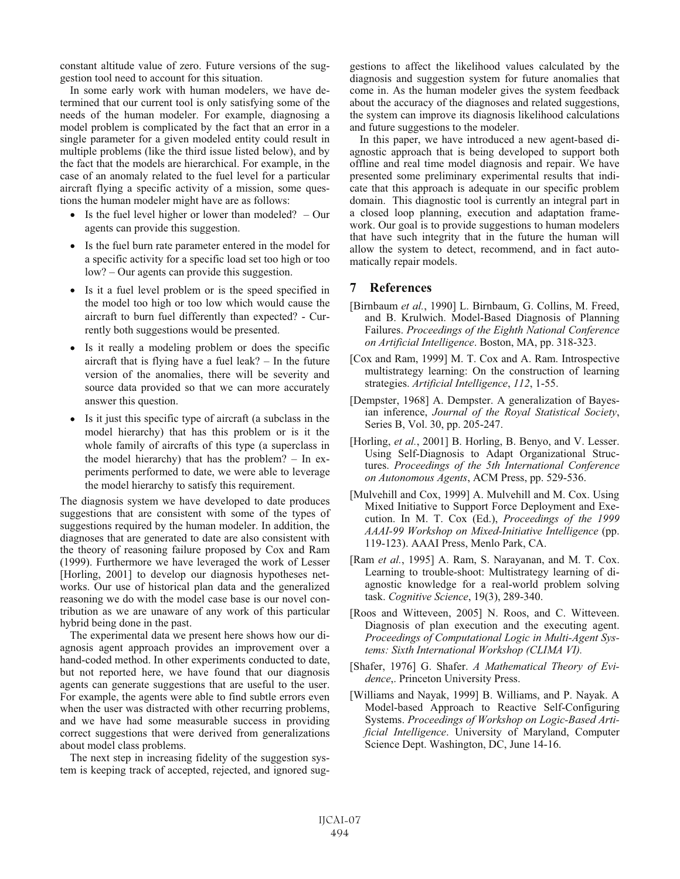constant altitude value of zero. Future versions of the suggestion tool need to account for this situation.

In some early work with human modelers, we have determined that our current tool is only satisfying some of the needs of the human modeler. For example, diagnosing a model problem is complicated by the fact that an error in a single parameter for a given modeled entity could result in multiple problems (like the third issue listed below), and by the fact that the models are hierarchical. For example, in the case of an anomaly related to the fuel level for a particular aircraft flying a specific activity of a mission, some questions the human modeler might have are as follows:

- Is the fuel level higher or lower than modeled? – Our agents can provide this suggestion.
- Is the fuel burn rate parameter entered in the model for a specific activity for a specific load set too high or too low? – Our agents can provide this suggestion.
- Is it a fuel level problem or is the speed specified in the model too high or too low which would cause the aircraft to burn fuel differently than expected? - Currently both suggestions would be presented.
- Is it really a modeling problem or does the specific aircraft that is flying have a fuel leak? – In the future version of the anomalies, there will be severity and source data provided so that we can more accurately answer this question.
- Is it just this specific type of aircraft (a subclass in the model hierarchy) that has this problem or is it the whole family of aircrafts of this type (a superclass in the model hierarchy) that has the problem? – In experiments performed to date, we were able to leverage the model hierarchy to satisfy this requirement.

The diagnosis system we have developed to date produces suggestions that are consistent with some of the types of suggestions required by the human modeler. In addition, the diagnoses that are generated to date are also consistent with the theory of reasoning failure proposed by Cox and Ram (1999). Furthermore we have leveraged the work of Lesser [Horling, 2001] to develop our diagnosis hypotheses networks. Our use of historical plan data and the generalized reasoning we do with the model case base is our novel contribution as we are unaware of any work of this particular hybrid being done in the past.

The experimental data we present here shows how our diagnosis agent approach provides an improvement over a hand-coded method. In other experiments conducted to date, but not reported here, we have found that our diagnosis agents can generate suggestions that are useful to the user. For example, the agents were able to find subtle errors even when the user was distracted with other recurring problems, and we have had some measurable success in providing correct suggestions that were derived from generalizations about model class problems.

The next step in increasing fidelity of the suggestion system is keeping track of accepted, rejected, and ignored suggestions to affect the likelihood values calculated by the diagnosis and suggestion system for future anomalies that come in. As the human modeler gives the system feedback about the accuracy of the diagnoses and related suggestions, the system can improve its diagnosis likelihood calculations and future suggestions to the modeler.

In this paper, we have introduced a new agent-based diagnostic approach that is being developed to support both offline and real time model diagnosis and repair. We have presented some preliminary experimental results that indicate that this approach is adequate in our specific problem domain. This diagnostic tool is currently an integral part in a closed loop planning, execution and adaptation framework. Our goal is to provide suggestions to human modelers that have such integrity that in the future the human will allow the system to detect, recommend, and in fact automatically repair models.

## 7 References

[Birnbaum *et al.*, 1990] L. Birnbaum, G. Collins, M. Freed, and B. Krulwich. Model-Based Diagnosis of Planning Failures. *Proceedings of the Eighth National Conference on Artificial Intelligence*. Boston, MA, pp. 318-323.

[Cox and Ram, 1999] M. T. Cox and A. Ram. Introspective multistrategy learning: On the construction of learning strategies. *Artificial Intelligence*, *112*, 1-55.

[Dempster, 1968] A. Dempster. A generalization of Bayesian inference, *Journal of the Royal Statistical Society*, Series B, Vol. 30, pp. 205-247.

[Horling, *et al.*, 2001] B. Horling, B. Benyo, and V. Lesser. Using Self-Diagnosis to Adapt Organizational Structures. *Proceedings of the 5th International Conference on Autonomous Agents*, ACM Press, pp. 529-536.

[Mulvehill and Cox, 1999] A. Mulvehill and M. Cox. Using Mixed Initiative to Support Force Deployment and Execution. In M. T. Cox (Ed.), *Proceedings of the 1999 AAAI-99 Workshop on Mixed-Initiative Intelligence* (pp. 119-123). AAAI Press, Menlo Park, CA.

[Ram *et al.*, 1995] A. Ram, S. Narayanan, and M. T. Cox. Learning to trouble-shoot: Multistrategy learning of diagnostic knowledge for a real-world problem solving task. *Cognitive Science*, 19(3), 289-340.

[Roos and Witteveen, 2005] N. Roos, and C. Witteveen. Diagnosis of plan execution and the executing agent. *Proceedings of Computational Logic in Multi-Agent Systems: Sixth International Workshop (CLIMA VI).*

[Shafer, 1976] G. Shafer. *A Mathematical Theory of Evidence*,. Princeton University Press.

[Williams and Nayak, 1999] B. Williams, and P. Nayak. A Model-based Approach to Reactive Self-Configuring Systems. *Proceedings of Workshop on Logic-Based Artificial Intelligence*. University of Maryland, Computer Science Dept. Washington, DC, June 14-16.